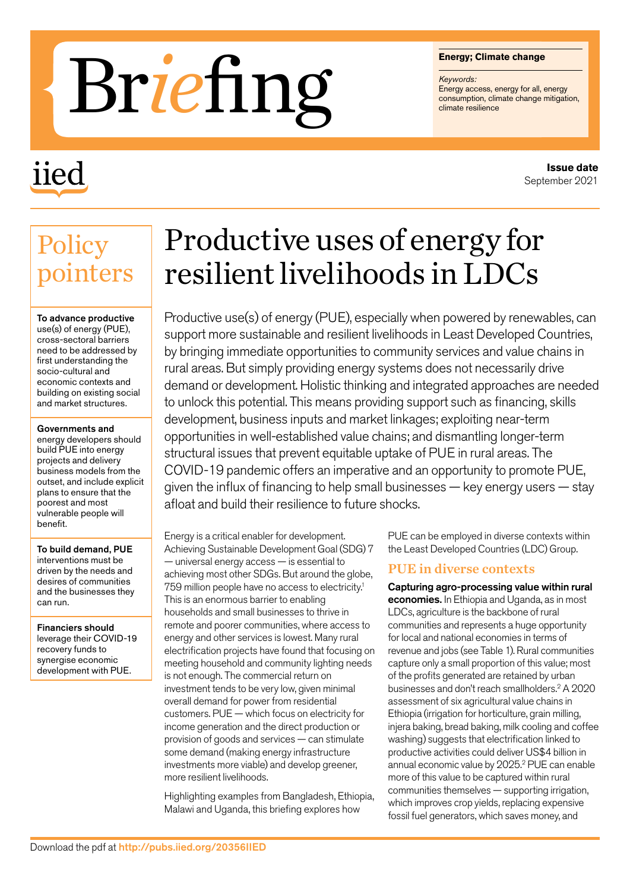# Briefing

**Energy; Climate change**

*Keywords:*
Energy access, energy for all, energy consumption, climate change mitigation, climate resilience

iied

**Issue date**
September 2021

## Policy pointers

**To advance productive** use(s) of energy (PUE), cross-sectoral barriers need to be addressed by first understanding the socio-cultural and economic contexts and building on existing social and market structures.

**Governments and** energy developers should build PUE into energy projects and delivery business models from the outset, and include explicit plans to ensure that the poorest and most vulnerable people will benefit.

**To build demand, PUE** interventions must be driven by the needs and desires of communities and the businesses they can run.

**Financiers should** leverage their COVID-19 recovery funds to synergise economic development with PUE.

# Productive uses of energy for resilient livelihoods in LDCs

Productive use(s) of energy (PUE), especially when powered by renewables, can support more sustainable and resilient livelihoods in Least Developed Countries, by bringing immediate opportunities to community services and value chains in rural areas. But simply providing energy systems does not necessarily drive demand or development. Holistic thinking and integrated approaches are needed to unlock this potential. This means providing support such as financing, skills development, business inputs and market linkages; exploiting near-term opportunities in well-established value chains; and dismantling longer-term structural issues that prevent equitable uptake of PUE in rural areas. The COVID-19 pandemic offers an imperative and an opportunity to promote PUE, given the influx of financing to help small businesses — key energy users — stay afloat and build their resilience to future shocks.

Energy is a critical enabler for development. Achieving Sustainable Development Goal (SDG) 7 — universal energy access — is essential to achieving most other SDGs. But around the globe, 759 million people have no access to electricity.[1] This is an enormous barrier to enabling households and small businesses to thrive in remote and poorer communities, where access to energy and other services is lowest. Many rural electrification projects have found that focusing on meeting household and community lighting needs is not enough. The commercial return on investment tends to be very low, given minimal overall demand for power from residential customers. PUE — which focus on electricity for income generation and the direct production or provision of goods and services — can stimulate some demand (making energy infrastructure investments more viable) and develop greener, more resilient livelihoods.

Highlighting examples from Bangladesh, Ethiopia, Malawi and Uganda, this briefing explores how PUE can be employed in diverse contexts within the Least Developed Countries (LDC) Group.

## PUE in diverse contexts

**Capturing agro-processing value within rural economies.** In Ethiopia and Uganda, as in most LDCs, agriculture is the backbone of rural communities and represents a huge opportunity for local and national economies in terms of revenue and jobs (see Table 1). Rural communities capture only a small proportion of this value; most of the profits generated are retained by urban businesses and don't reach smallholders.[2] A 2020 assessment of six agricultural value chains in Ethiopia (irrigation for horticulture, grain milling, injera baking, bread baking, milk cooling and coffee washing) suggests that electrification linked to productive activities could deliver US$4 billion in annual economic value by 2025.[2] PUE can enable more of this value to be captured within rural communities themselves — supporting irrigation, which improves crop yields, replacing expensive fossil fuel generators, which saves money, and

Download the pdf at http://pubs.iied.org/20356IIED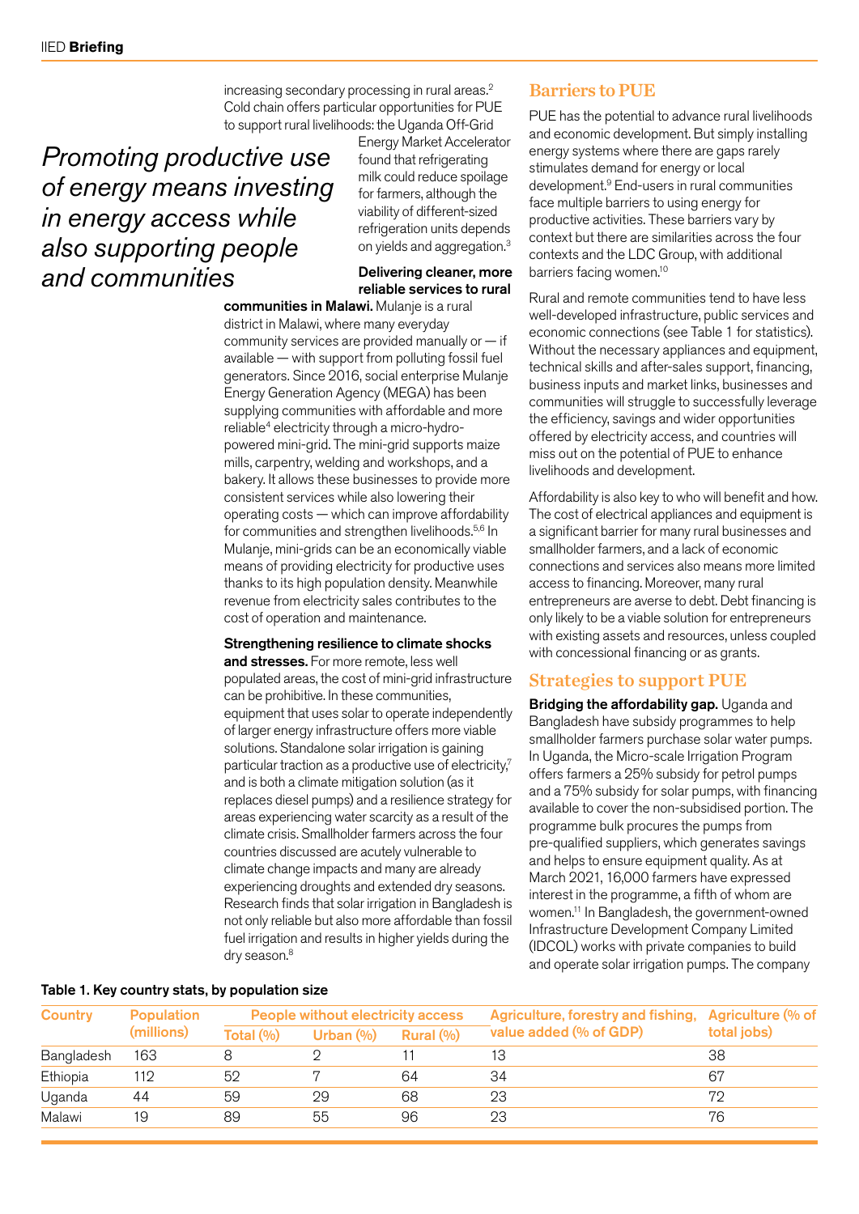increasing secondary processing in rural areas.[2] Cold chain offers particular opportunities for PUE to support rural livelihoods: the Uganda Off-Grid Energy Market Accelerator found that refrigerating milk could reduce spoilage for farmers, although the viability of different-sized refrigeration units depends on yields and aggregation.[3]

*Promoting productive use of energy means investing in energy access while also supporting people and communities*

**Delivering cleaner, more reliable services to rural communities in Malawi.** Mulanje is a rural district in Malawi, where many everyday community services are provided manually or — if available — with support from polluting fossil fuel generators. Since 2016, social enterprise Mulanje Energy Generation Agency (MEGA) has been supplying communities with affordable and more reliable[4] electricity through a micro-hydro-powered mini-grid. The mini-grid supports maize mills, carpentry, welding and workshops, and a bakery. It allows these businesses to provide more consistent services while also lowering their operating costs — which can improve affordability for communities and strengthen livelihoods.[5,6] In Mulanje, mini-grids can be an economically viable means of providing electricity for productive uses thanks to its high population density. Meanwhile revenue from electricity sales contributes to the cost of operation and maintenance.

**Strengthening resilience to climate shocks and stresses.** For more remote, less well populated areas, the cost of mini-grid infrastructure can be prohibitive. In these communities, equipment that uses solar to operate independently of larger energy infrastructure offers more viable solutions. Standalone solar irrigation is gaining particular traction as a productive use of electricity,[7] and is both a climate mitigation solution (as it replaces diesel pumps) and a resilience strategy for areas experiencing water scarcity as a result of the climate crisis. Smallholder farmers across the four countries discussed are acutely vulnerable to climate change impacts and many are already experiencing droughts and extended dry seasons. Research finds that solar irrigation in Bangladesh is not only reliable but also more affordable than fossil fuel irrigation and results in higher yields during the dry season.[8]

## Barriers to PUE

PUE has the potential to advance rural livelihoods and economic development. But simply installing energy systems where there are gaps rarely stimulates demand for energy or local development.[9] End-users in rural communities face multiple barriers to using energy for productive activities. These barriers vary by context but there are similarities across the four contexts and the LDC Group, with additional barriers facing women.[10]

Rural and remote communities tend to have less well-developed infrastructure, public services and economic connections (see Table 1 for statistics). Without the necessary appliances and equipment, technical skills and after-sales support, financing, business inputs and market links, businesses and communities will struggle to successfully leverage the efficiency, savings and wider opportunities offered by electricity access, and countries will miss out on the potential of PUE to enhance livelihoods and development.

Affordability is also key to who will benefit and how. The cost of electrical appliances and equipment is a significant barrier for many rural businesses and smallholder farmers, and a lack of economic connections and services also means more limited access to financing. Moreover, many rural entrepreneurs are averse to debt. Debt financing is only likely to be a viable solution for entrepreneurs with existing assets and resources, unless coupled with concessional financing or as grants.

## Strategies to support PUE

**Bridging the affordability gap.** Uganda and Bangladesh have subsidy programmes to help smallholder farmers purchase solar water pumps. In Uganda, the Micro-scale Irrigation Program offers farmers a 25% subsidy for petrol pumps and a 75% subsidy for solar pumps, with financing available to cover the non-subsidised portion. The programme bulk procures the pumps from pre-qualified suppliers, which generates savings and helps to ensure equipment quality. As at March 2021, 16,000 farmers have expressed interest in the programme, a fifth of whom are women.[11] In Bangladesh, the government-owned Infrastructure Development Company Limited (IDCOL) works with private companies to build and operate solar irrigation pumps. The company

**Table 1. Key country stats, by population size**

| Country | Population (millions) | People without electricity access | | | Agriculture, forestry and fishing, value added (% of GDP) | Agriculture (% of total jobs) |
|---|---|---|---|---|---|---|
| | | Total (%) | Urban (%) | Rural (%) | | |
| Bangladesh | 163 | 8 | 2 | 11 | 13 | 38 |
| Ethiopia | 112 | 52 | 7 | 64 | 34 | 67 |
| Uganda | 44 | 59 | 29 | 68 | 23 | 72 |
| Malawi | 19 | 89 | 55 | 96 | 23 | 76 |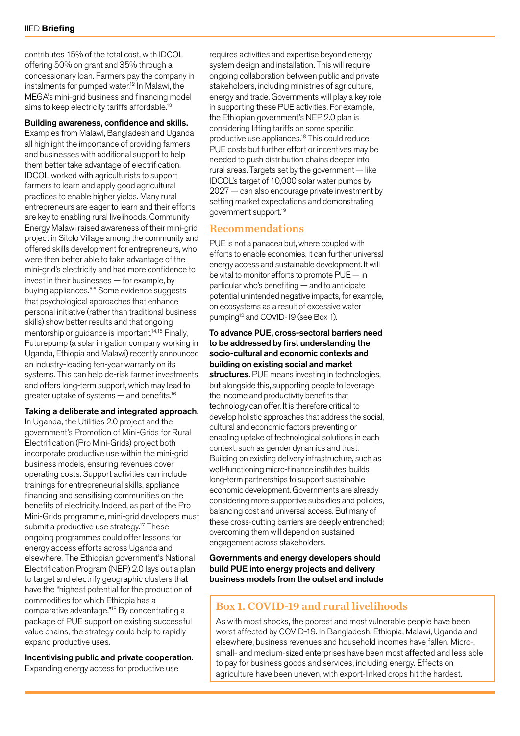contributes 15% of the total cost, with IDCOL offering 50% on grant and 35% through a concessionary loan. Farmers pay the company in instalments for pumped water.[12] In Malawi, the MEGA's mini-grid business and financing model aims to keep electricity tariffs affordable.[13]

**Building awareness, confidence and skills.** Examples from Malawi, Bangladesh and Uganda all highlight the importance of providing farmers and businesses with additional support to help them better take advantage of electrification. IDCOL worked with agriculturists to support farmers to learn and apply good agricultural practices to enable higher yields. Many rural entrepreneurs are eager to learn and their efforts are key to enabling rural livelihoods. Community Energy Malawi raised awareness of their mini-grid project in Sitolo Village among the community and offered skills development for entrepreneurs, who were then better able to take advantage of the mini-grid's electricity and had more confidence to invest in their businesses — for example, by buying appliances.[5,6] Some evidence suggests that psychological approaches that enhance personal initiative (rather than traditional business skills) show better results and that ongoing mentorship or guidance is important.[14,15] Finally, Futurepump (a solar irrigation company working in Uganda, Ethiopia and Malawi) recently announced an industry-leading ten-year warranty on its systems. This can help de-risk farmer investments and offers long-term support, which may lead to greater uptake of systems — and benefits.[16]

**Taking a deliberate and integrated approach.** In Uganda, the Utilities 2.0 project and the government's Promotion of Mini-Grids for Rural Electrification (Pro Mini-Grids) project both incorporate productive use within the mini-grid business models, ensuring revenues cover operating costs. Support activities can include trainings for entrepreneurial skills, appliance financing and sensitising communities on the benefits of electricity. Indeed, as part of the Pro Mini-Grids programme, mini-grid developers must submit a productive use strategy.[17] These ongoing programmes could offer lessons for energy access efforts across Uganda and elsewhere. The Ethiopian government's National Electrification Program (NEP) 2.0 lays out a plan to target and electrify geographic clusters that have the "highest potential for the production of commodities for which Ethiopia has a comparative advantage."[18] By concentrating a package of PUE support on existing successful value chains, the strategy could help to rapidly expand productive uses.

**Incentivising public and private cooperation.** Expanding energy access for productive use requires activities and expertise beyond energy system design and installation. This will require ongoing collaboration between public and private stakeholders, including ministries of agriculture, energy and trade. Governments will play a key role in supporting these PUE activities. For example, the Ethiopian government's NEP 2.0 plan is considering lifting tariffs on some specific productive use appliances.[18] This could reduce PUE costs but further effort or incentives may be needed to push distribution chains deeper into rural areas. Targets set by the government — like IDCOL's target of 10,000 solar water pumps by 2027 — can also encourage private investment by setting market expectations and demonstrating government support.[19]

## Recommendations

PUE is not a panacea but, where coupled with efforts to enable economies, it can further universal energy access and sustainable development. It will be vital to monitor efforts to promote PUE — in particular who's benefiting — and to anticipate potential unintended negative impacts, for example, on ecosystems as a result of excessive water pumping[12] and COVID-19 (see Box 1).

**To advance PUE, cross-sectoral barriers need to be addressed by first understanding the socio-cultural and economic contexts and building on existing social and market structures.** PUE means investing in technologies, but alongside this, supporting people to leverage the income and productivity benefits that technology can offer. It is therefore critical to develop holistic approaches that address the social, cultural and economic factors preventing or enabling uptake of technological solutions in each context, such as gender dynamics and trust. Building on existing delivery infrastructure, such as well-functioning micro-finance institutes, builds long-term partnerships to support sustainable economic development. Governments are already considering more supportive subsidies and policies, balancing cost and universal access. But many of these cross-cutting barriers are deeply entrenched; overcoming them will depend on sustained engagement across stakeholders.

**Governments and energy developers should build PUE into energy projects and delivery business models from the outset and include**

### Box 1. COVID-19 and rural livelihoods

As with most shocks, the poorest and most vulnerable people have been worst affected by COVID-19. In Bangladesh, Ethiopia, Malawi, Uganda and elsewhere, business revenues and household incomes have fallen. Micro-, small- and medium-sized enterprises have been most affected and less able to pay for business goods and services, including energy. Effects on agriculture have been uneven, with export-linked crops hit the hardest.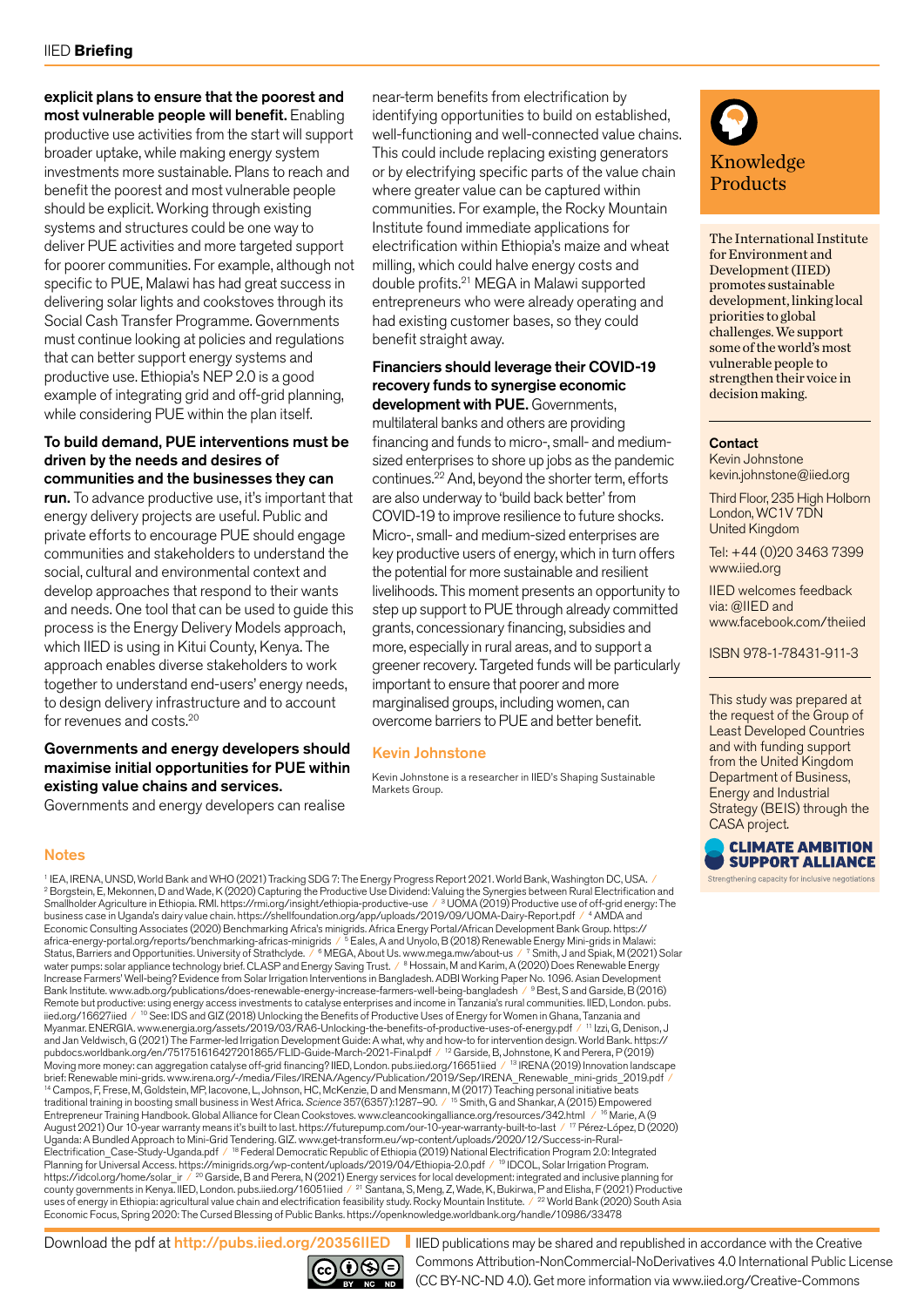**explicit plans to ensure that the poorest and most vulnerable people will benefit.** Enabling productive use activities from the start will support broader uptake, while making energy system investments more sustainable. Plans to reach and benefit the poorest and most vulnerable people should be explicit. Working through existing systems and structures could be one way to deliver PUE activities and more targeted support for poorer communities. For example, although not specific to PUE, Malawi has had great success in delivering solar lights and cookstoves through its Social Cash Transfer Programme. Governments must continue looking at policies and regulations that can better support energy systems and productive use. Ethiopia's NEP 2.0 is a good example of integrating grid and off-grid planning, while considering PUE within the plan itself.

**To build demand, PUE interventions must be driven by the needs and desires of communities and the businesses they can run.** To advance productive use, it's important that energy delivery projects are useful. Public and private efforts to encourage PUE should engage communities and stakeholders to understand the social, cultural and environmental context and develop approaches that respond to their wants and needs. One tool that can be used to guide this process is the Energy Delivery Models approach, which IIED is using in Kitui County, Kenya. The approach enables diverse stakeholders to work together to understand end-users' energy needs, to design delivery infrastructure and to account for revenues and costs.[20]

**Governments and energy developers should maximise initial opportunities for PUE within existing value chains and services.** Governments and energy developers can realise near-term benefits from electrification by identifying opportunities to build on established, well-functioning and well-connected value chains. This could include replacing existing generators or by electrifying specific parts of the value chain where greater value can be captured within communities. For example, the Rocky Mountain Institute found immediate applications for electrification within Ethiopia's maize and wheat milling, which could halve energy costs and double profits.[21] MEGA in Malawi supported entrepreneurs who were already operating and had existing customer bases, so they could benefit straight away.

**Financiers should leverage their COVID-19 recovery funds to synergise economic development with PUE.** Governments, multilateral banks and others are providing financing and funds to micro-, small- and medium-sized enterprises to shore up jobs as the pandemic continues.[22] And, beyond the shorter term, efforts are also underway to 'build back better' from COVID-19 to improve resilience to future shocks. Micro-, small- and medium-sized enterprises are key productive users of energy, which in turn offers the potential for more sustainable and resilient livelihoods. This moment presents an opportunity to step up support to PUE through already committed grants, concessionary financing, subsidies and more, especially in rural areas, and to support a greener recovery. Targeted funds will be particularly important to ensure that poorer and more marginalised groups, including women, can overcome barriers to PUE and better benefit.

### Kevin Johnstone

Kevin Johnstone is a researcher in IIED's Shaping Sustainable Markets Group.

## Knowledge Products

The International Institute for Environment and Development (IIED) promotes sustainable development, linking local priorities to global challenges. We support some of the world's most vulnerable people to strengthen their voice in decision making.

**Contact**

Kevin Johnstone
kevin.johnstone@iied.org

Third Floor, 235 High Holborn
London, WC1V 7DN
United Kingdom

Tel: +44 (0)20 3463 7399
www.iied.org

IIED welcomes feedback via: @IIED and www.facebook.com/theiied

ISBN 978-1-78431-911-3

This study was prepared at the request of the Group of Least Developed Countries and with funding support from the United Kingdom Department of Business, Energy and Industrial Strategy (BEIS) through the CASA project.

CLIMATE AMBITION SUPPORT ALLIANCE
Strengthening capacity for inclusive negotiations

## Notes

[1] IEA, IRENA, UNSD, World Bank and WHO (2021) Tracking SDG 7: The Energy Progress Report 2021. World Bank, Washington DC, USA. / [2] Borgstein, E, Mekonnen, D and Wade, K (2020) Capturing the Productive Use Dividend: Valuing the Synergies between Rural Electrification and Smallholder Agriculture in Ethiopia. RMI. https://rmi.org/insight/ethiopia-productive-use / [3] UOMA (2019) Productive use of off-grid energy: The business case in Uganda's dairy value chain. https://shellfoundation.org/app/uploads/2019/09/UOMA-Dairy-Report.pdf / [4] AMDA and Economic Consulting Associates (2020) Benchmarking Africa's minigrids. Africa Energy Portal/African Development Bank Group. https://africa-energy-portal.org/reports/benchmarking-africas-minigrids / [5] Eales, A and Unyolo, B (2018) Renewable Energy Mini-grids in Malawi: Status, Barriers and Opportunities. University of Strathclyde. / [6] MEGA, About Us. www.mega.mw/about-us / [7] Smith, J and Spiak, M (2021) Solar water pumps: solar appliance technology brief. CLASP and Energy Saving Trust. / [8] Hossain, M and Karim, A (2020) Does Renewable Energy Increase Farmers' Well-being? Evidence from Solar Irrigation Interventions in Bangladesh. ADBI Working Paper No. 1096. Asian Development Bank Institute. www.adb.org/publications/does-renewable-energy-increase-farmers-well-being-bangladesh / [9] Best, S and Garside, B (2016) Remote but productive: using energy access investments to catalyse enterprises and income in Tanzania's rural communities. IIED, London. pubs.iied.org/16627iied / [10] See: IDS and GIZ (2018) Unlocking the Benefits of Productive Uses of Energy for Women in Ghana, Tanzania and Myanmar. ENERGIA. www.energia.org/assets/2019/03/RA6-Unlocking-the-benefits-of-productive-uses-of-energy.pdf / [11] Izzi, G, Denison, J and Jan Veldwisch, G (2021) The Farmer-led Irrigation Development Guide: A what, why and how-to for intervention design. World Bank. https://pubdocs.worldbank.org/en/751751616427201865/FLID-Guide-March-2021-Final.pdf / [12] Garside, B, Johnstone, K and Perera, P (2019) Moving more money: can aggregation catalyse off-grid financing? IIED, London. pubs.iied.org/16651iied / [13] IRENA (2019) Innovation landscape brief: Renewable mini-grids. www.irena.org/-/media/Files/IRENA/Agency/Publication/2019/Sep/IRENA_Renewable_mini-grids_2019.pdf / [14] Campos, F, Frese, M, Goldstein, MP, Iacovone, L, Johnson, HC, McKenzie, D and Mensmann, M (2017) Teaching personal initiative beats traditional training in boosting small business in West Africa. *Science* 357(6357):1287–90. / [15] Smith, G and Shankar, A (2015) Empowered Entrepreneur Training Handbook. Global Alliance for Clean Cookstoves. www.cleancookingalliance.org/resources/342.html / [16] Marie, A (9 August 2021) Our 10-year warranty means it's built to last. https://futurepump.com/our-10-year-warranty-built-to-last / [17] Pérez-López, D (2020) Uganda: A Bundled Approach to Mini-Grid Tendering. GIZ. www.get-transform.eu/wp-content/uploads/2020/12/Success-in-Rural-Electrification_Case-Study-Uganda.pdf / [18] Federal Democratic Republic of Ethiopia (2019) National Electrification Program 2.0: Integrated Planning for Universal Access. https://minigrids.org/wp-content/uploads/2019/04/Ethiopia-2.0.pdf / [19] IDCOL, Solar Irrigation Program. https://idcol.org/home/solar_ir / [20] Garside, B and Perera, N (2021) Energy services for local development: integrated and inclusive planning for county governments in Kenya. IIED, London. pubs.iied.org/16051iied / [21] Santana, S, Meng, Z, Wade, K, Bukirwa, P and Elisha, F (2021) Productive uses of energy in Ethiopia: agricultural value chain and electrification feasibility study. Rocky Mountain Institute. / [22] World Bank (2020) South Asia Economic Focus, Spring 2020: The Cursed Blessing of Public Banks. https://openknowledge.worldbank.org/handle/10986/33478

Download the pdf at http://pubs.iied.org/20356IIED

IIED publications may be shared and republished in accordance with the Creative Commons Attribution-NonCommercial-NoDerivatives 4.0 International Public License (CC BY-NC-ND 4.0). Get more information via www.iied.org/Creative-Commons